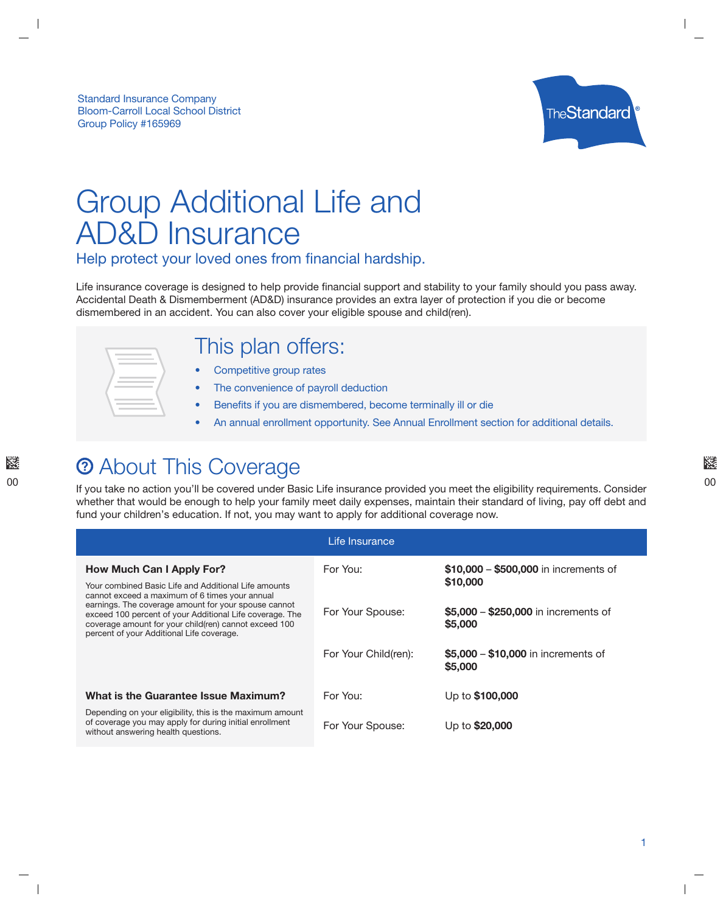Standard Insurance Company
Bloom-Carroll Local School District
Group Policy #165969

# Group Additional Life and AD&D Insurance

## Help protect your loved ones from financial hardship.

Life insurance coverage is designed to help provide financial support and stability to your family should you pass away. Accidental Death & Dismemberment (AD&D) insurance provides an extra layer of protection if you die or become dismembered in an accident. You can also cover your eligible spouse and child(ren).

### This plan offers:

- Competitive group rates
- The convenience of payroll deduction
- Benefits if you are dismembered, become terminally ill or die
- An annual enrollment opportunity. See Annual Enrollment section for additional details.

## About This Coverage

If you take no action you'll be covered under Basic Life insurance provided you meet the eligibility requirements. Consider whether that would be enough to help your family meet daily expenses, maintain their standard of living, pay off debt and fund your children's education. If not, you may want to apply for additional coverage now.

| Life Insurance | | |
|---|---|---|
| **How Much Can I Apply For?** Your combined Basic Life and Additional Life amounts cannot exceed a maximum of 6 times your annual earnings. The coverage amount for your spouse cannot exceed 100 percent of your Additional Life coverage. The coverage amount for your child(ren) cannot exceed 100 percent of your Additional Life coverage. | For You: | **$10,000** – **$500,000** in increments of **$10,000** |
| | For Your Spouse: | **$5,000** – **$250,000** in increments of **$5,000** |
| | For Your Child(ren): | **$5,000** – **$10,000** in increments of **$5,000** |
| **What is the Guarantee Issue Maximum?** Depending on your eligibility, this is the maximum amount of coverage you may apply for during initial enrollment without answering health questions. | For You: | Up to **$100,000** |
| | For Your Spouse: | Up to **$20,000** |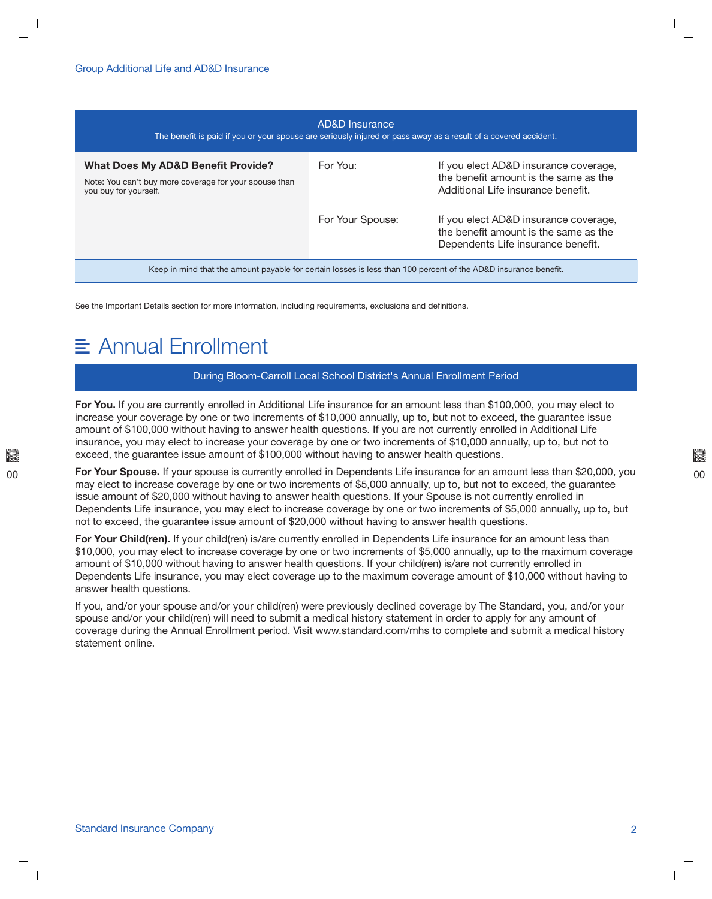| AD&D Insurance<br>The benefit is paid if you or your spouse are seriously injured or pass away as a result of a covered accident. | | |
|---|---|---|
| **What Does My AD&D Benefit Provide?**<br>Note: You can't buy more coverage for your spouse than you buy for yourself. | For You: | If you elect AD&D insurance coverage, the benefit amount is the same as the Additional Life insurance benefit. |
| | For Your Spouse: | If you elect AD&D insurance coverage, the benefit amount is the same as the Dependents Life insurance benefit. |
| Keep in mind that the amount payable for certain losses is less than 100 percent of the AD&D insurance benefit. | | |

See the Important Details section for more information, including requirements, exclusions and definitions.

# Annual Enrollment

## During Bloom-Carroll Local School District's Annual Enrollment Period

**For You.** If you are currently enrolled in Additional Life insurance for an amount less than $100,000, you may elect to increase your coverage by one or two increments of $10,000 annually, up to, but not to exceed, the guarantee issue amount of $100,000 without having to answer health questions. If you are not currently enrolled in Additional Life insurance, you may elect to increase your coverage by one or two increments of $10,000 annually, up to, but not to exceed, the guarantee issue amount of $100,000 without having to answer health questions.

**For Your Spouse.** If your spouse is currently enrolled in Dependents Life insurance for an amount less than $20,000, you may elect to increase coverage by one or two increments of $5,000 annually, up to, but not to exceed, the guarantee issue amount of $20,000 without having to answer health questions. If your Spouse is not currently enrolled in Dependents Life insurance, you may elect to increase coverage by one or two increments of $5,000 annually, up to, but not to exceed, the guarantee issue amount of $20,000 without having to answer health questions.

**For Your Child(ren).** If your child(ren) is/are currently enrolled in Dependents Life insurance for an amount less than $10,000, you may elect to increase coverage by one or two increments of $5,000 annually, up to the maximum coverage amount of $10,000 without having to answer health questions. If your child(ren) is/are not currently enrolled in Dependents Life insurance, you may elect coverage up to the maximum coverage amount of $10,000 without having to answer health questions.

If you, and/or your spouse and/or your child(ren) were previously declined coverage by The Standard, you, and/or your spouse and/or your child(ren) will need to submit a medical history statement in order to apply for any amount of coverage during the Annual Enrollment period. Visit www.standard.com/mhs to complete and submit a medical history statement online.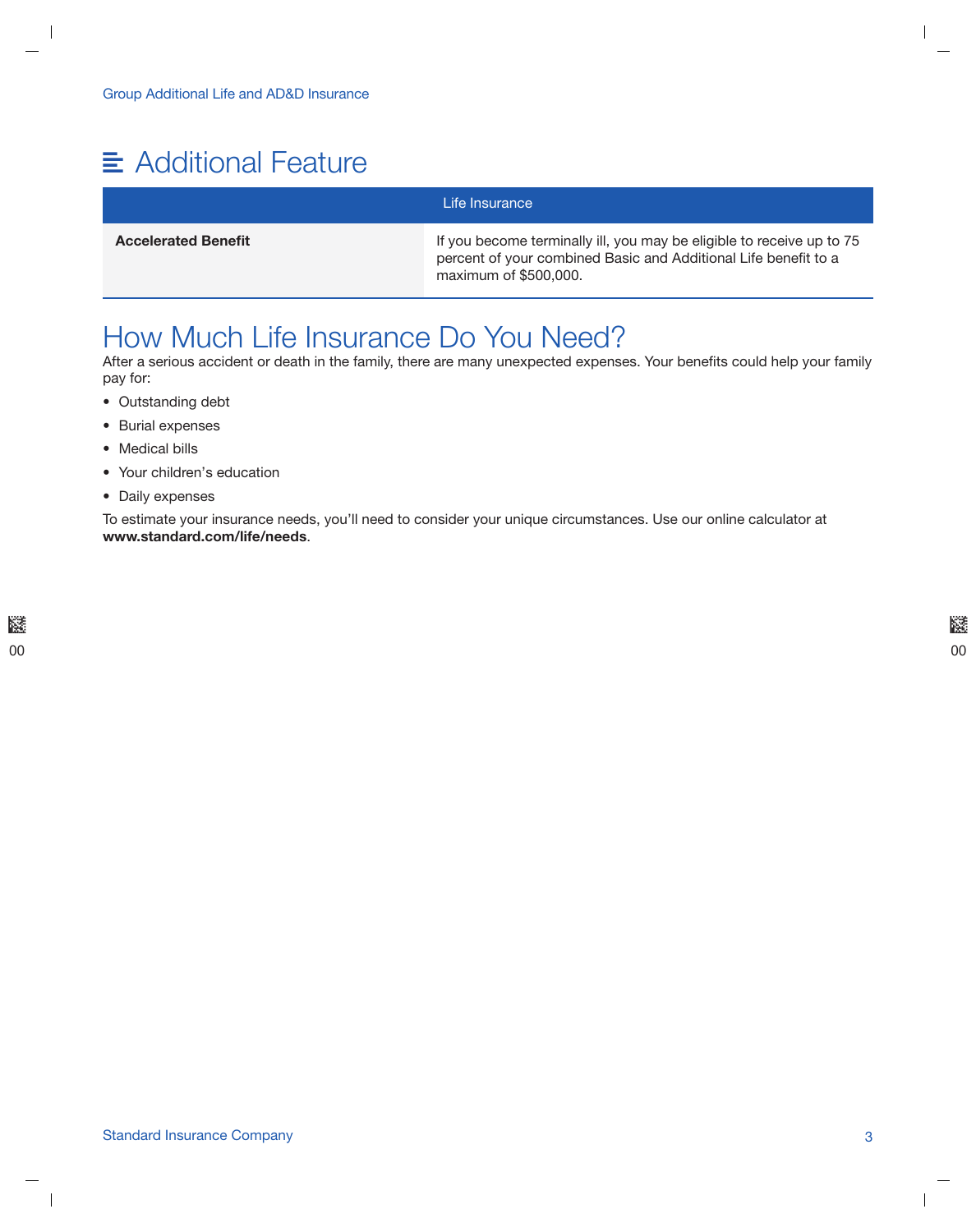## Additional Feature

| | Life Insurance |
|---|---|
| **Accelerated Benefit** | If you become terminally ill, you may be eligible to receive up to 75 percent of your combined Basic and Additional Life benefit to a maximum of $500,000. |

## How Much Life Insurance Do You Need?

After a serious accident or death in the family, there are many unexpected expenses. Your benefits could help your family pay for:

- Outstanding debt
- Burial expenses
- Medical bills
- Your children's education
- Daily expenses

To estimate your insurance needs, you'll need to consider your unique circumstances. Use our online calculator at **www.standard.com/life/needs**.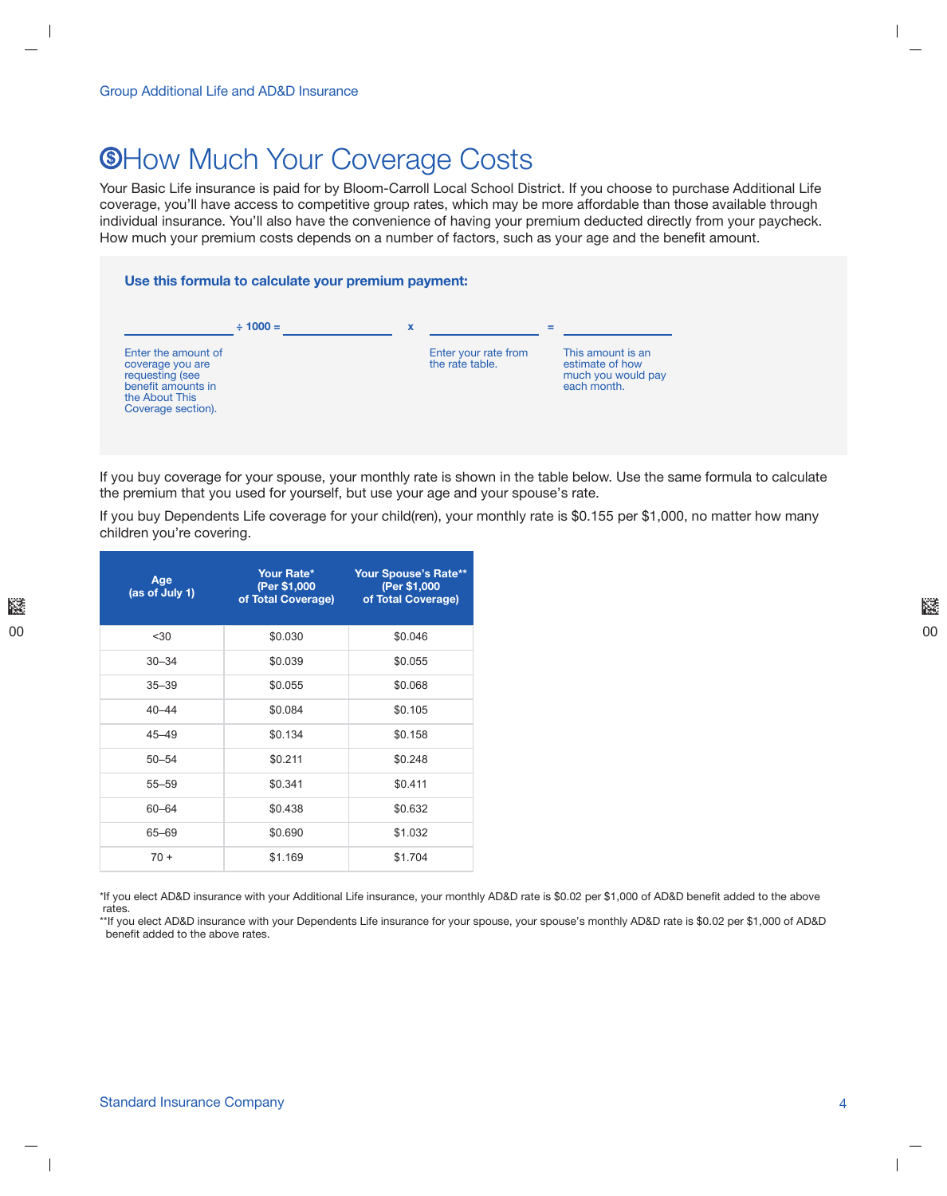# How Much Your Coverage Costs

Your Basic Life insurance is paid for by Bloom-Carroll Local School District. If you choose to purchase Additional Life coverage, you'll have access to competitive group rates, which may be more affordable than those available through individual insurance. You'll also have the convenience of having your premium deducted directly from your paycheck. How much your premium costs depends on a number of factors, such as your age and the benefit amount.

**Use this formula to calculate your premium payment:**

| | ÷ 1000 = | | x | | = | |
|---|---|---|---|---|---|---|
| Enter the amount of coverage you are requesting (see benefit amounts in the About This Coverage section). | | | | Enter your rate from the rate table. | | This amount is an estimate of how much you would pay each month. |

If you buy coverage for your spouse, your monthly rate is shown in the table below. Use the same formula to calculate the premium that you used for yourself, but use your age and your spouse's rate.

If you buy Dependents Life coverage for your child(ren), your monthly rate is $0.155 per $1,000, no matter how many children you're covering.

| Age (as of July 1) | Your Rate* (Per $1,000 of Total Coverage) | Your Spouse's Rate** (Per $1,000 of Total Coverage) |
|---|---|---|
| <30 | $0.030 | $0.046 |
| 30–34 | $0.039 | $0.055 |
| 35–39 | $0.055 | $0.068 |
| 40–44 | $0.084 | $0.105 |
| 45–49 | $0.134 | $0.158 |
| 50–54 | $0.211 | $0.248 |
| 55–59 | $0.341 | $0.411 |
| 60–64 | $0.438 | $0.632 |
| 65–69 | $0.690 | $1.032 |
| 70 + | $1.169 | $1.704 |

*If you elect AD&D insurance with your Additional Life insurance, your monthly AD&D rate is $0.02 per $1,000 of AD&D benefit added to the above rates.

**If you elect AD&D insurance with your Dependents Life insurance for your spouse, your spouse's monthly AD&D rate is $0.02 per $1,000 of AD&D benefit added to the above rates.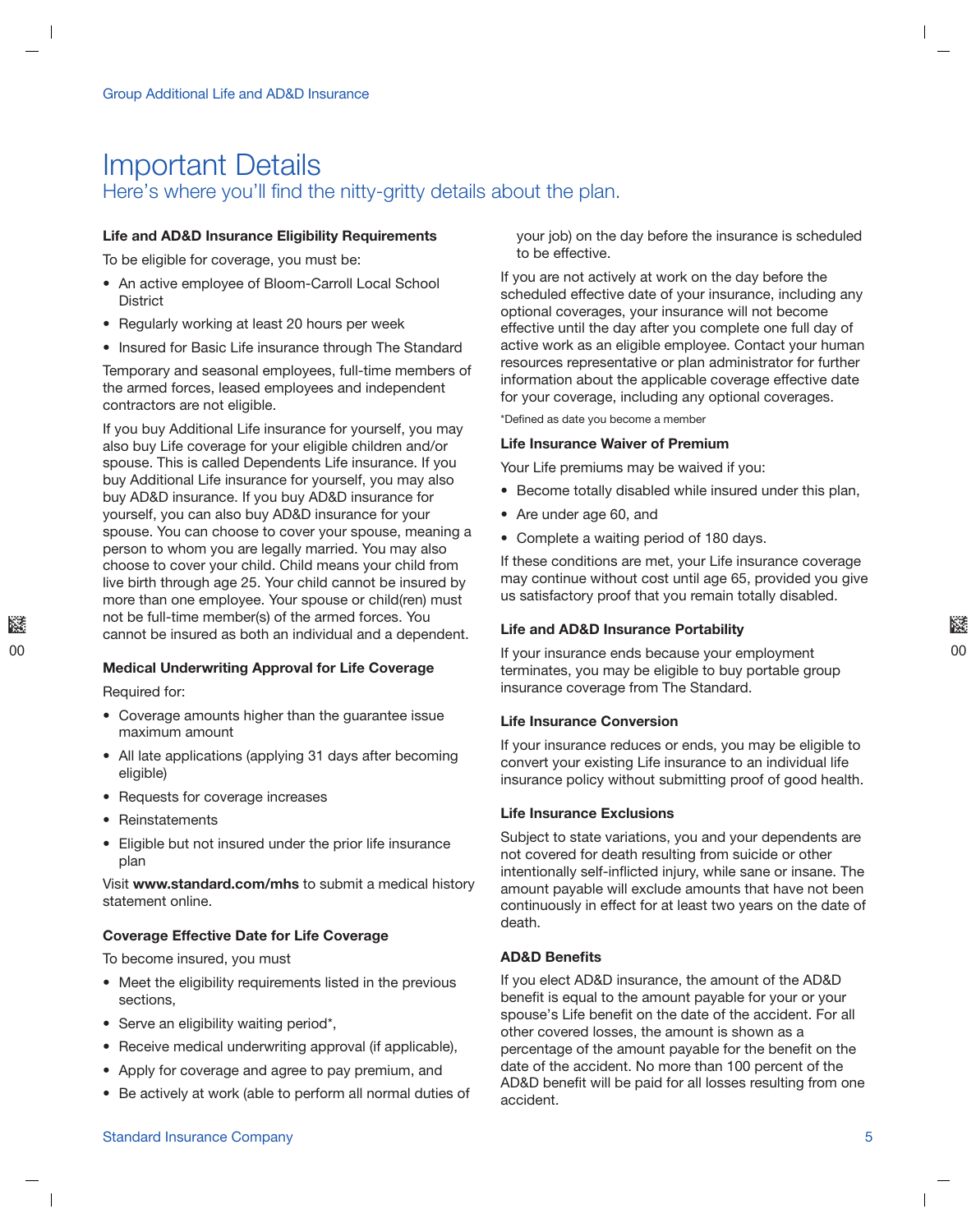# Important Details

Here's where you'll find the nitty-gritty details about the plan.

### Life and AD&D Insurance Eligibility Requirements

To be eligible for coverage, you must be:

- An active employee of Bloom-Carroll Local School District
- Regularly working at least 20 hours per week
- Insured for Basic Life insurance through The Standard

Temporary and seasonal employees, full-time members of the armed forces, leased employees and independent contractors are not eligible.

If you buy Additional Life insurance for yourself, you may also buy Life coverage for your eligible children and/or spouse. This is called Dependents Life insurance. If you buy Additional Life insurance for yourself, you may also buy AD&D insurance. If you buy AD&D insurance for yourself, you can also buy AD&D insurance for your spouse. You can choose to cover your spouse, meaning a person to whom you are legally married. You may also choose to cover your child. Child means your child from live birth through age 25. Your child cannot be insured by more than one employee. Your spouse or child(ren) must not be full-time member(s) of the armed forces. You cannot be insured as both an individual and a dependent.

### Medical Underwriting Approval for Life Coverage

Required for:

- Coverage amounts higher than the guarantee issue maximum amount
- All late applications (applying 31 days after becoming eligible)
- Requests for coverage increases
- Reinstatements
- Eligible but not insured under the prior life insurance plan

Visit **www.standard.com/mhs** to submit a medical history statement online.

### Coverage Effective Date for Life Coverage

To become insured, you must

- Meet the eligibility requirements listed in the previous sections,
- Serve an eligibility waiting period*,
- Receive medical underwriting approval (if applicable),
- Apply for coverage and agree to pay premium, and
- Be actively at work (able to perform all normal duties of your job) on the day before the insurance is scheduled to be effective.

If you are not actively at work on the day before the scheduled effective date of your insurance, including any optional coverages, your insurance will not become effective until the day after you complete one full day of active work as an eligible employee. Contact your human resources representative or plan administrator for further information about the applicable coverage effective date for your coverage, including any optional coverages.

*Defined as date you become a member

### Life Insurance Waiver of Premium

Your Life premiums may be waived if you:

- Become totally disabled while insured under this plan,
- Are under age 60, and
- Complete a waiting period of 180 days.

If these conditions are met, your Life insurance coverage may continue without cost until age 65, provided you give us satisfactory proof that you remain totally disabled.

### Life and AD&D Insurance Portability

If your insurance ends because your employment terminates, you may be eligible to buy portable group insurance coverage from The Standard.

### Life Insurance Conversion

If your insurance reduces or ends, you may be eligible to convert your existing Life insurance to an individual life insurance policy without submitting proof of good health.

### Life Insurance Exclusions

Subject to state variations, you and your dependents are not covered for death resulting from suicide or other intentionally self-inflicted injury, while sane or insane. The amount payable will exclude amounts that have not been continuously in effect for at least two years on the date of death.

### AD&D Benefits

If you elect AD&D insurance, the amount of the AD&D benefit is equal to the amount payable for your or your spouse's Life benefit on the date of the accident. For all other covered losses, the amount is shown as a percentage of the amount payable for the benefit on the date of the accident. No more than 100 percent of the AD&D benefit will be paid for all losses resulting from one accident.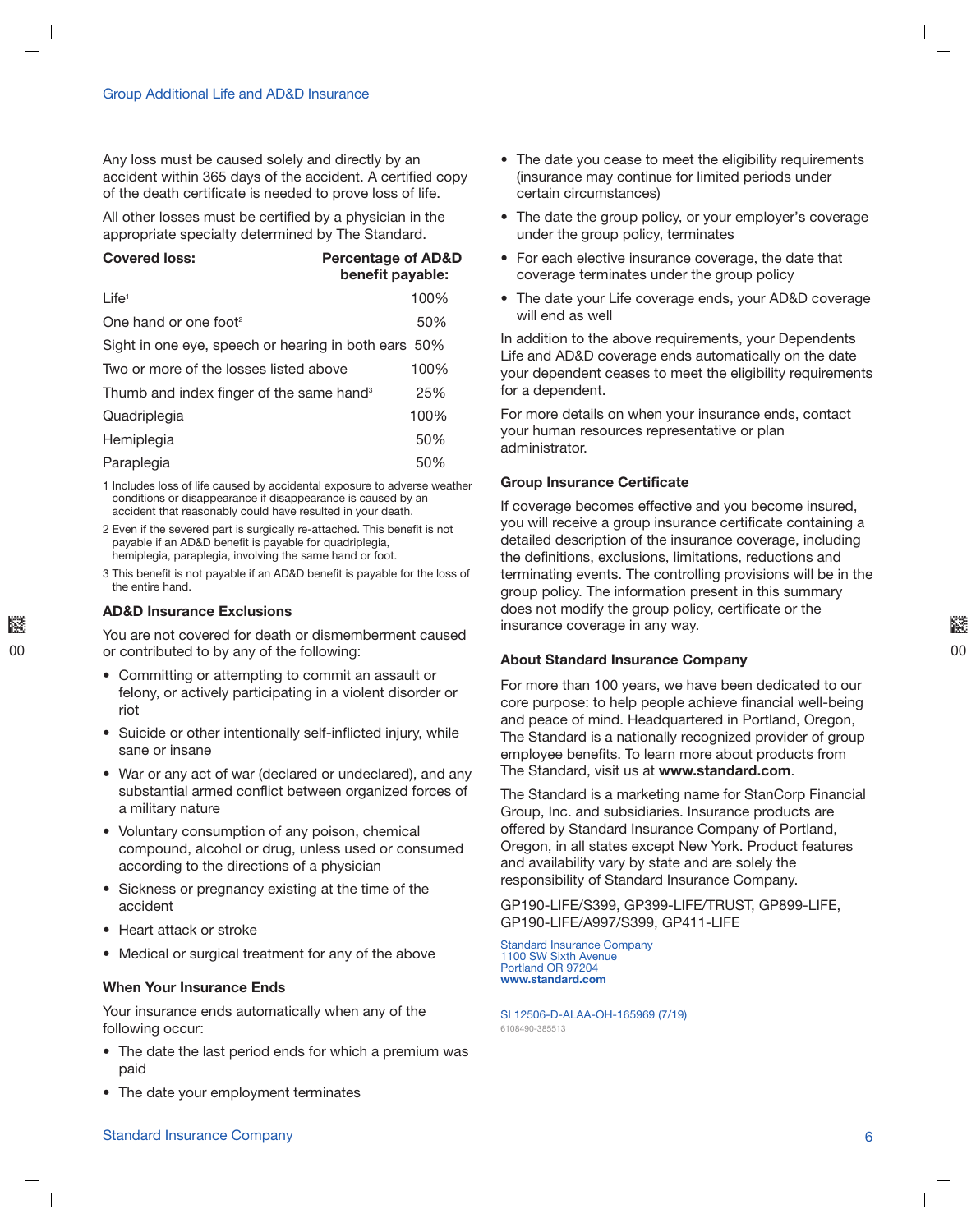Any loss must be caused solely and directly by an accident within 365 days of the accident. A certified copy of the death certificate is needed to prove loss of life.

All other losses must be certified by a physician in the appropriate specialty determined by The Standard.

| **Covered loss:** | **Percentage of AD&D benefit payable:** |
|---|---|
| Life[1] | 100% |
| One hand or one foot[2] | 50% |
| Sight in one eye, speech or hearing in both ears | 50% |
| Two or more of the losses listed above | 100% |
| Thumb and index finger of the same hand[3] | 25% |
| Quadriplegia | 100% |
| Hemiplegia | 50% |
| Paraplegia | 50% |

1 Includes loss of life caused by accidental exposure to adverse weather conditions or disappearance if disappearance is caused by an accident that reasonably could have resulted in your death.

2 Even if the severed part is surgically re-attached. This benefit is not payable if an AD&D benefit is payable for quadriplegia, hemiplegia, paraplegia, involving the same hand or foot.

3 This benefit is not payable if an AD&D benefit is payable for the loss of the entire hand.

### AD&D Insurance Exclusions

You are not covered for death or dismemberment caused or contributed to by any of the following:

- Committing or attempting to commit an assault or felony, or actively participating in a violent disorder or riot
- Suicide or other intentionally self-inflicted injury, while sane or insane
- War or any act of war (declared or undeclared), and any substantial armed conflict between organized forces of a military nature
- Voluntary consumption of any poison, chemical compound, alcohol or drug, unless used or consumed according to the directions of a physician
- Sickness or pregnancy existing at the time of the accident
- Heart attack or stroke
- Medical or surgical treatment for any of the above

### When Your Insurance Ends

Your insurance ends automatically when any of the following occur:

- The date the last period ends for which a premium was paid
- The date your employment terminates
- The date you cease to meet the eligibility requirements (insurance may continue for limited periods under certain circumstances)
- The date the group policy, or your employer's coverage under the group policy, terminates
- For each elective insurance coverage, the date that coverage terminates under the group policy
- The date your Life coverage ends, your AD&D coverage will end as well

In addition to the above requirements, your Dependents Life and AD&D coverage ends automatically on the date your dependent ceases to meet the eligibility requirements for a dependent.

For more details on when your insurance ends, contact your human resources representative or plan administrator.

### Group Insurance Certificate

If coverage becomes effective and you become insured, you will receive a group insurance certificate containing a detailed description of the insurance coverage, including the definitions, exclusions, limitations, reductions and terminating events. The controlling provisions will be in the group policy. The information present in this summary does not modify the group policy, certificate or the insurance coverage in any way.

### About Standard Insurance Company

For more than 100 years, we have been dedicated to our core purpose: to help people achieve financial well-being and peace of mind. Headquartered in Portland, Oregon, The Standard is a nationally recognized provider of group employee benefits. To learn more about products from The Standard, visit us at **www.standard.com**.

The Standard is a marketing name for StanCorp Financial Group, Inc. and subsidiaries. Insurance products are offered by Standard Insurance Company of Portland, Oregon, in all states except New York. Product features and availability vary by state and are solely the responsibility of Standard Insurance Company.

GP190-LIFE/S399, GP399-LIFE/TRUST, GP899-LIFE, GP190-LIFE/A997/S399, GP411-LIFE

Standard Insurance Company
1100 SW Sixth Avenue
Portland OR 97204
**www.standard.com**

SI 12506-D-ALAA-OH-165969 (7/19)
6108490-385513